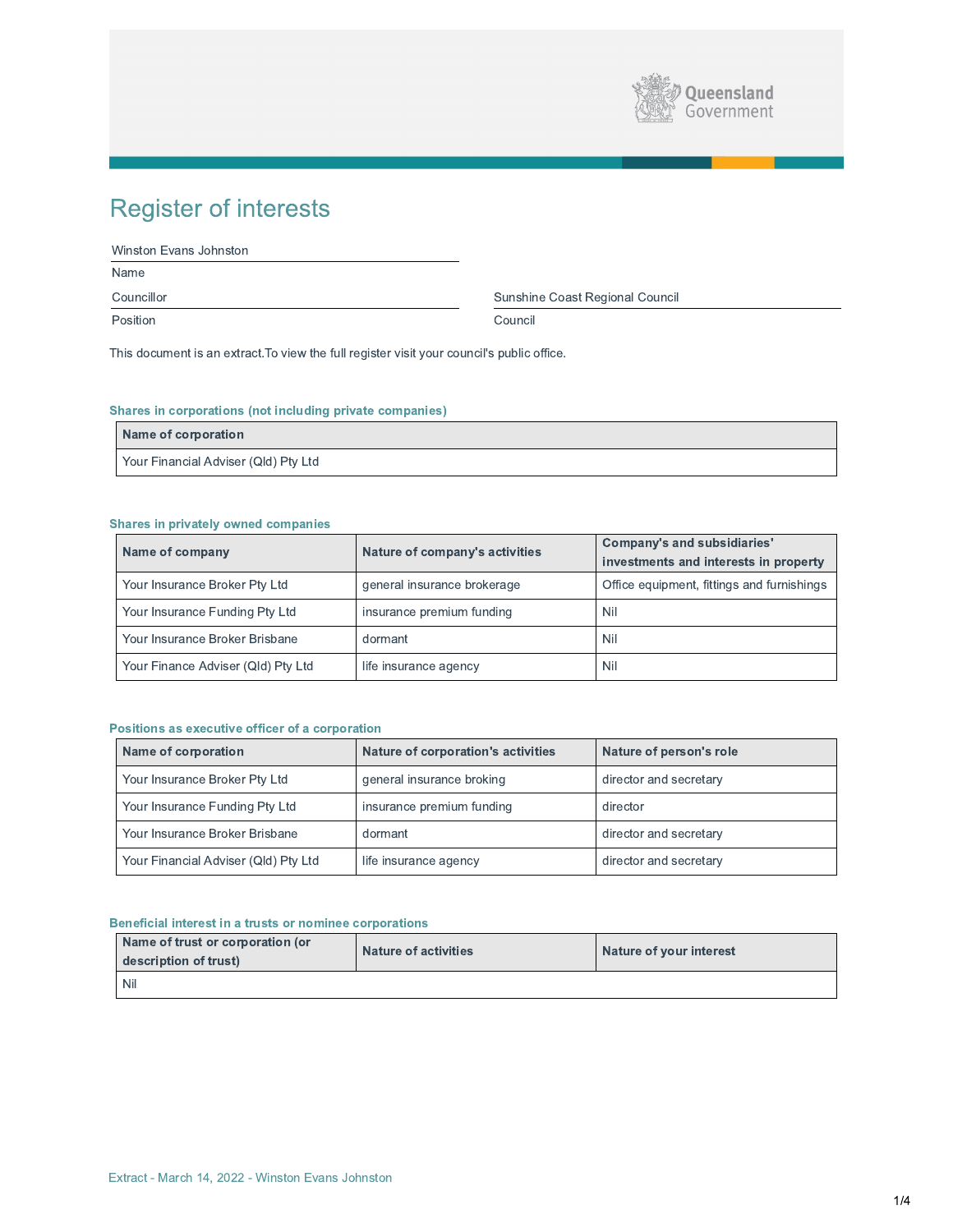# Register of interests

Winston Evans Johnston

Name

Councillor

Position

Sunshine Coast Regional Council

Council

This document is an extract.To view the full register visit your council's public office.

### Shares in corporations (not including private companies)

| Name of corporation |
| --- |
| Your Financial Adviser (Qld) Pty Ltd |

### Shares in privately owned companies

| Name of company | Nature of company's activities | Company's and subsidiaries' investments and interests in property |
| --- | --- | --- |
| Your Insurance Broker Pty Ltd | general insurance brokerage | Office equipment, fittings and furnishings |
| Your Insurance Funding Pty Ltd | insurance premium funding | Nil |
| Your Insurance Broker Brisbane | dormant | Nil |
| Your Finance Adviser (Qld) Pty Ltd | life insurance agency | Nil |

### Positions as executive officer of a corporation

| Name of corporation | Nature of corporation's activities | Nature of person's role |
| --- | --- | --- |
| Your Insurance Broker Pty Ltd | general insurance broking | director and secretary |
| Your Insurance Funding Pty Ltd | insurance premium funding | director |
| Your Insurance Broker Brisbane | dormant | director and secretary |
| Your Financial Adviser (Qld) Pty Ltd | life insurance agency | director and secretary |

### Beneficial interest in a trusts or nominee corporations

| Name of trust or corporation (or description of trust) | Nature of activities | Nature of your interest |
| --- | --- | --- |
| Nil | | |

Extract - March 14, 2022 - Winston Evans Johnston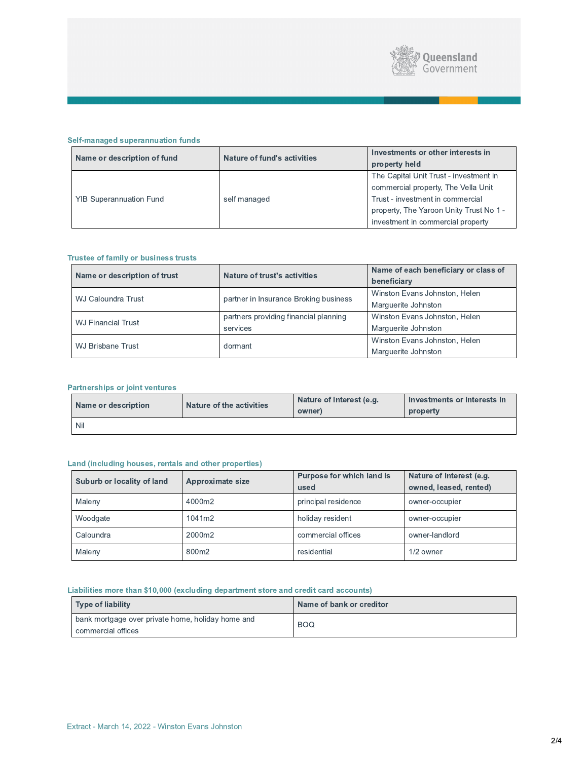### Self-managed superannuation funds

| Name or description of fund | Nature of fund's activities | Investments or other interests in property held |
|---|---|---|
| YIB Superannuation Fund | self managed | The Capital Unit Trust - investment in commercial property, The Vella Unit Trust - investment in commercial property, The Yaroon Unity Trust No 1 - investment in commercial property |

### Trustee of family or business trusts

| Name or description of trust | Nature of trust's activities | Name of each beneficiary or class of beneficiary |
|---|---|---|
| WJ Caloundra Trust | partner in Insurance Broking business | Winston Evans Johnston, Helen Marguerite Johnston |
| WJ Financial Trust | partners providing financial planning services | Winston Evans Johnston, Helen Marguerite Johnston |
| WJ Brisbane Trust | dormant | Winston Evans Johnston, Helen Marguerite Johnston |

### Partnerships or joint ventures

| Name or description | Nature of the activities | Nature of interest (e.g. owner) | Investments or interests in property |
|---|---|---|---|
| Nil | | | |

### Land (including houses, rentals and other properties)

| Suburb or locality of land | Approximate size | Purpose for which land is used | Nature of interest (e.g. owned, leased, rented) |
|---|---|---|---|
| Maleny | 4000m2 | principal residence | owner-occupier |
| Woodgate | 1041m2 | holiday resident | owner-occupier |
| Caloundra | 2000m2 | commercial offices | owner-landlord |
| Maleny | 800m2 | residential | 1/2 owner |

### Liabilities more than $10,000 (excluding department store and credit card accounts)

| Type of liability | Name of bank or creditor |
|---|---|
| bank mortgage over private home, holiday home and commercial offices | BOQ |

Extract - March 14, 2022 - Winston Evans Johnston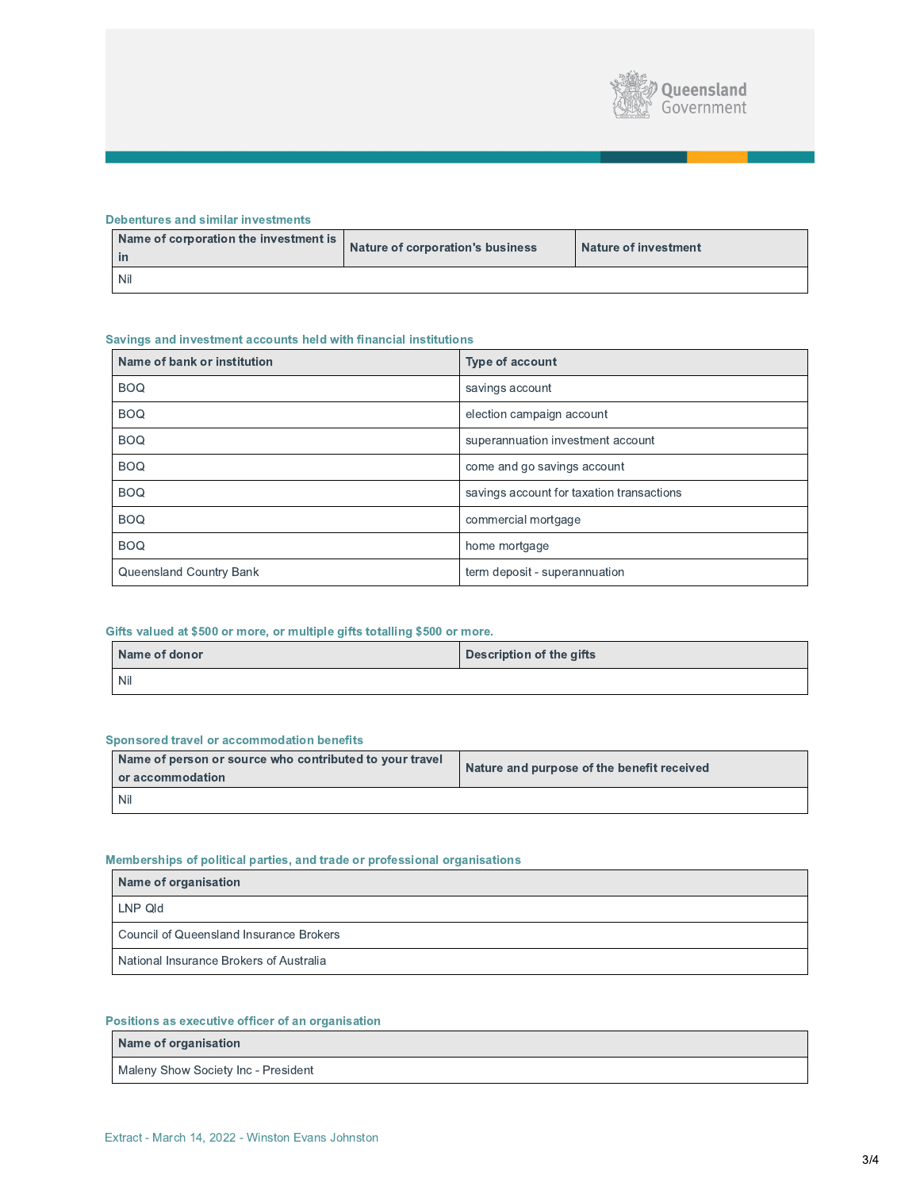### Debentures and similar investments

| Name of corporation the investment is in | Nature of corporation's business | Nature of investment |
| --- | --- | --- |
| Nil | | |

### Savings and investment accounts held with financial institutions

| Name of bank or institution | Type of account |
| --- | --- |
| BOQ | savings account |
| BOQ | election campaign account |
| BOQ | superannuation investment account |
| BOQ | come and go savings account |
| BOQ | savings account for taxation transactions |
| BOQ | commercial mortgage |
| BOQ | home mortgage |
| Queensland Country Bank | term deposit - superannuation |

### Gifts valued at $500 or more, or multiple gifts totalling $500 or more.

| Name of donor | Description of the gifts |
| --- | --- |
| Nil | |

### Sponsored travel or accommodation benefits

| Name of person or source who contributed to your travel or accommodation | Nature and purpose of the benefit received |
| --- | --- |
| Nil | |

### Memberships of political parties, and trade or professional organisations

| Name of organisation |
| --- |
| LNP Qld |
| Council of Queensland Insurance Brokers |
| National Insurance Brokers of Australia |

### Positions as executive officer of an organisation

| Name of organisation |
| --- |
| Maleny Show Society Inc - President |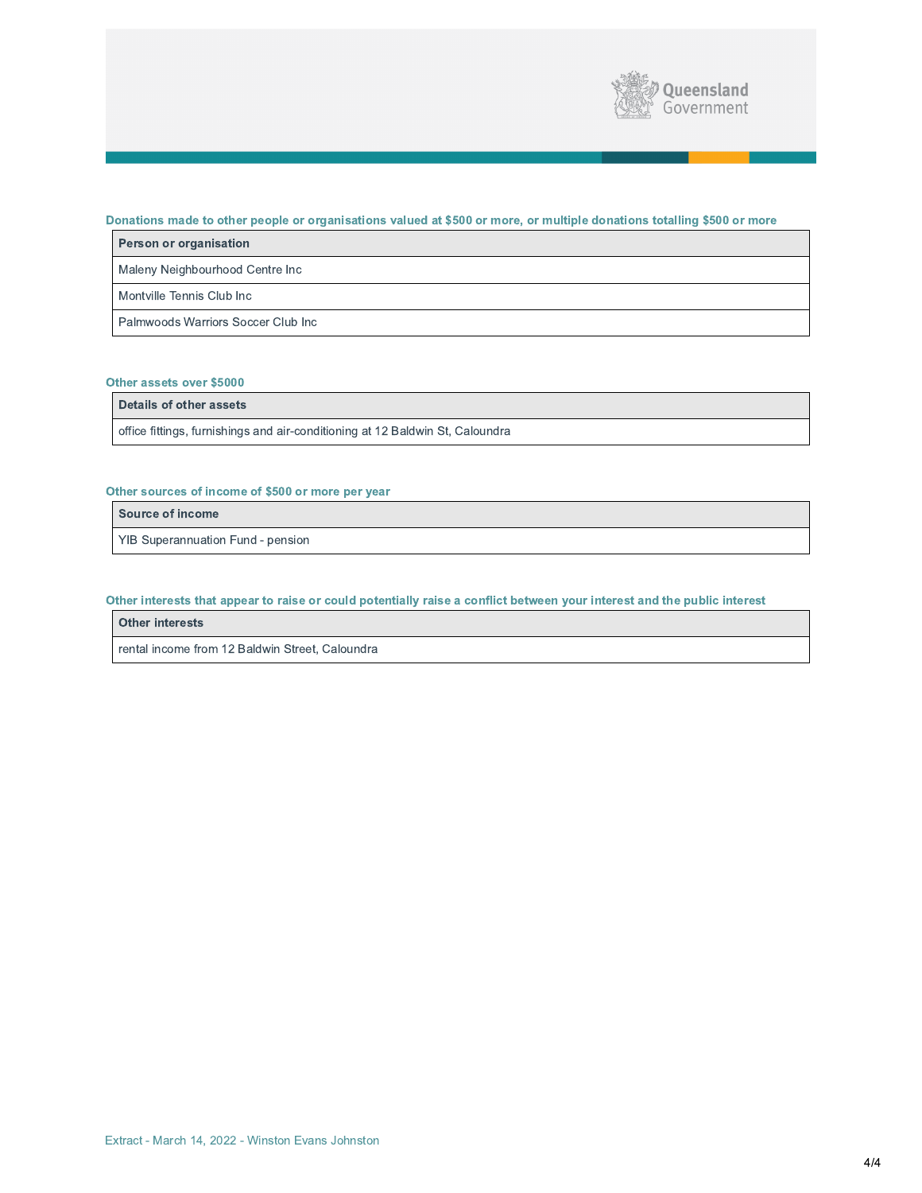### Donations made to other people or organisations valued at $500 or more, or multiple donations totalling $500 or more

| Person or organisation |
| --- |
| Maleny Neighbourhood Centre Inc |
| Montville Tennis Club Inc |
| Palmwoods Warriors Soccer Club Inc |

### Other assets over $5000

| Details of other assets |
| --- |
| office fittings, furnishings and air-conditioning at 12 Baldwin St, Caloundra |

### Other sources of income of $500 or more per year

| Source of income |
| --- |
| YIB Superannuation Fund - pension |

### Other interests that appear to raise or could potentially raise a conflict between your interest and the public interest

| Other interests |
| --- |
| rental income from 12 Baldwin Street, Caloundra |

Extract - March 14, 2022 - Winston Evans Johnston